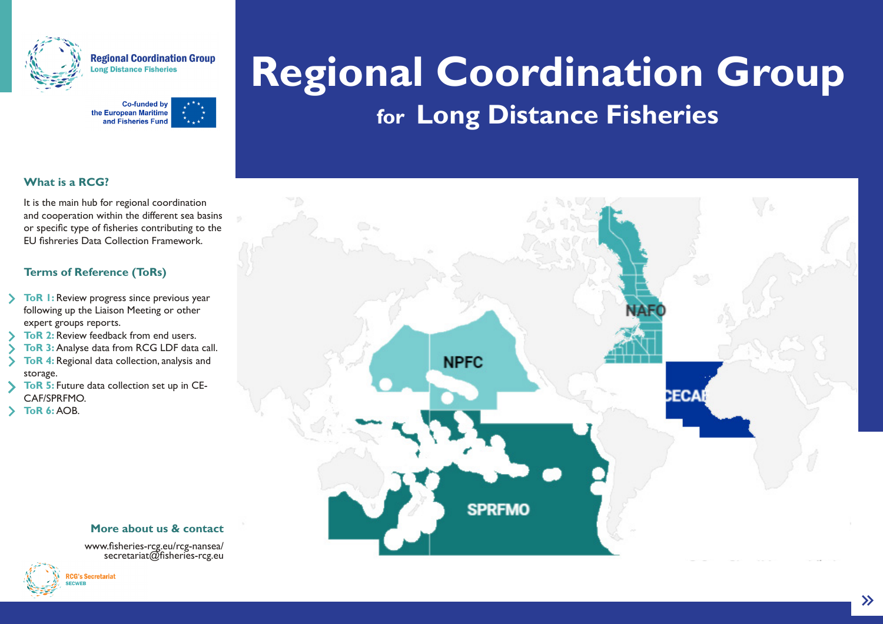Regional Coordination Group
Long Distance Fisheries

Co-funded by the European Maritime and Fisheries Fund

# Regional Coordination Group

## for Long Distance Fisheries

### What is a RCG?

It is the main hub for regional coordination and cooperation within the different sea basins or specific type of fisheries contributing to the EU fishreries Data Collection Framework.

### Terms of Reference (ToRs)

- **ToR 1:** Review progress since previous year following up the Liaison Meeting or other expert groups reports.
- **ToR 2:** Review feedback from end users.
- **ToR 3:** Analyse data from RCG LDF data call.
- **ToR 4:** Regional data collection, analysis and storage.
- **ToR 5:** Future data collection set up in CE-CAF/SPRFMO.
- **ToR 6:** AOB.

NAFO

NPFC

CECAF

SPRFMO

### More about us & contact

www.fisheries-rcg.eu/rcg-nansea/
secretariat@fisheries-rcg.eu

RCG's Secretariat
SECWEB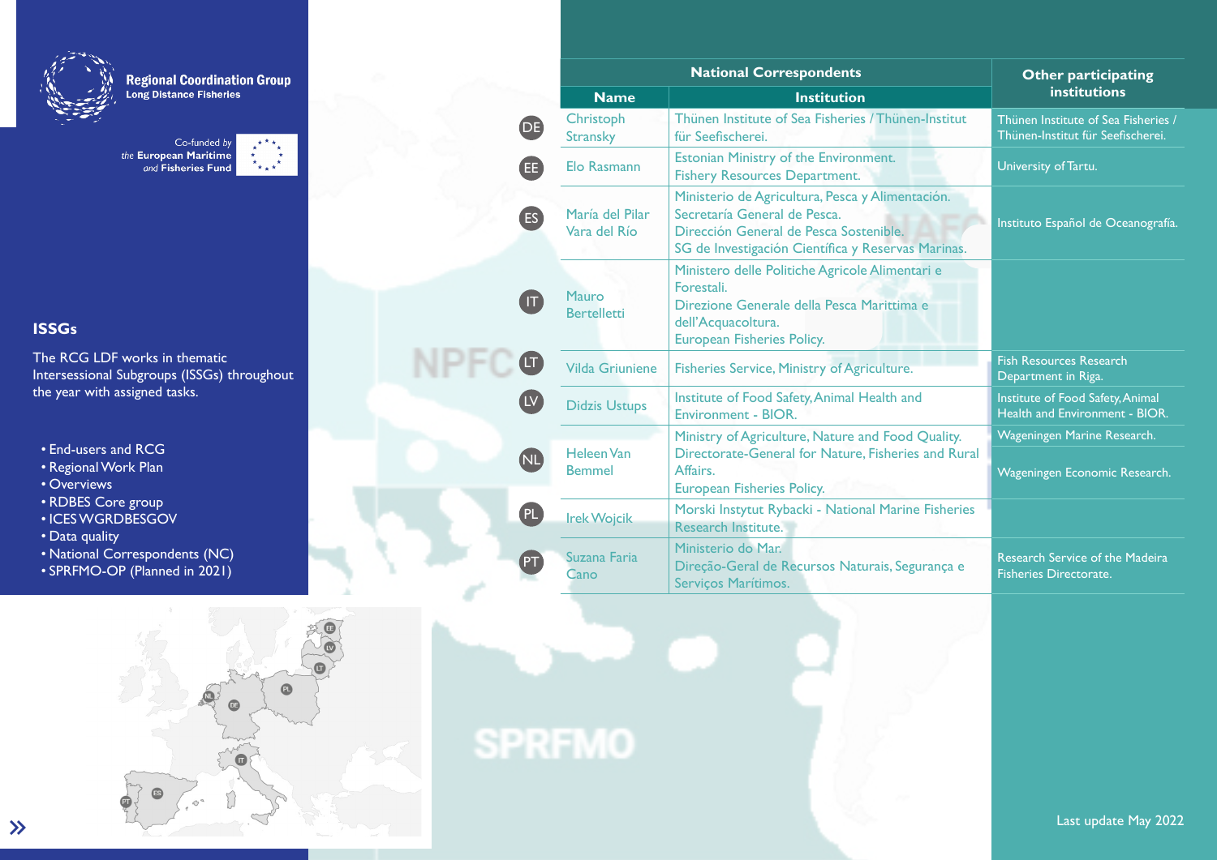**Regional Coordination Group**
**Long Distance Fisheries**

Co-funded by *the* **European Maritime** *and* **Fisheries Fund**

## ISSGs

The RCG LDF works in thematic Intersessional Subgroups (ISSGs) throughout the year with assigned tasks.

- End-users and RCG
- Regional Work Plan
- Overviews
- RDBES Core group
- ICES WGRDBESGOV
- Data quality
- National Correspondents (NC)
- SPRFMO-OP (Planned in 2021)

| | National Correspondents | | Other participating institutions |
|---|---|---|---|
| | **Name** | **Institution** | |
| DE | Christoph Stransky | Thünen Institute of Sea Fisheries / Thünen-Institut für Seefischerei. | Thünen Institute of Sea Fisheries / Thünen-Institut für Seefischerei. |
| EE | Elo Rasmann | Estonian Ministry of the Environment. Fishery Resources Department. | University of Tartu. |
| ES | María del Pilar Vara del Río | Ministerio de Agricultura, Pesca y Alimentación. Secretaría General de Pesca. Dirección General de Pesca Sostenible. SG de Investigación Científica y Reservas Marinas. | Instituto Español de Oceanografía. |
| IT | Mauro Bertelletti | Ministero delle Politiche Agricole Alimentari e Forestali. Direzione Generale della Pesca Marittima e dell'Acquacoltura. European Fisheries Policy. | |
| LT | Vilda Griuniene | Fisheries Service, Ministry of Agriculture. | Fish Resources Research Department in Riga. |
| LV | Didzis Ustups | Institute of Food Safety, Animal Health and Environment - BIOR. | Institute of Food Safety, Animal Health and Environment - BIOR. |
| NL | Heleen Van Bemmel | Ministry of Agriculture, Nature and Food Quality. Directorate-General for Nature, Fisheries and Rural Affairs. European Fisheries Policy. | Wageningen Marine Research. Wageningen Economic Research. |
| PL | Irek Wojcik | Morski Instytut Rybacki - National Marine Fisheries Research Institute. | |
| PT | Suzana Faria Cano | Ministerio do Mar. Direção-Geral de Recursos Naturais, Segurança e Serviços Marítimos. | Research Service of the Madeira Fisheries Directorate. |

Last update May 2022